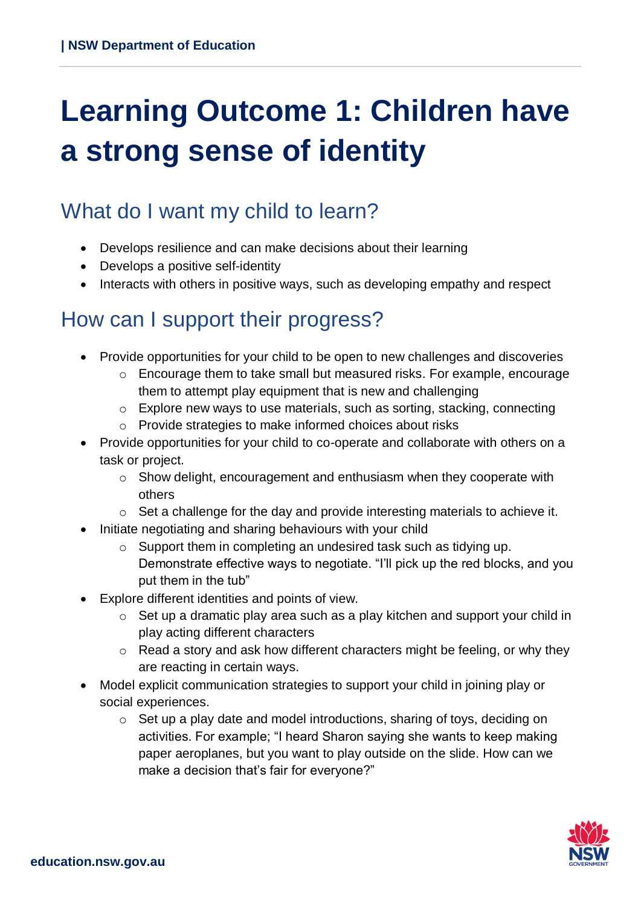# Learning Outcome 1: Children have a strong sense of identity

## What do I want my child to learn?

- Develops resilience and can make decisions about their learning
- Develops a positive self-identity
- Interacts with others in positive ways, such as developing empathy and respect

## How can I support their progress?

- Provide opportunities for your child to be open to new challenges and discoveries
  - Encourage them to take small but measured risks. For example, encourage them to attempt play equipment that is new and challenging
  - Explore new ways to use materials, such as sorting, stacking, connecting
  - Provide strategies to make informed choices about risks
- Provide opportunities for your child to co-operate and collaborate with others on a task or project.
  - Show delight, encouragement and enthusiasm when they cooperate with others
  - Set a challenge for the day and provide interesting materials to achieve it.
- Initiate negotiating and sharing behaviours with your child
  - Support them in completing an undesired task such as tidying up. Demonstrate effective ways to negotiate. "I'll pick up the red blocks, and you put them in the tub"
- Explore different identities and points of view.
  - Set up a dramatic play area such as a play kitchen and support your child in play acting different characters
  - Read a story and ask how different characters might be feeling, or why they are reacting in certain ways.
- Model explicit communication strategies to support your child in joining play or social experiences.
  - Set up a play date and model introductions, sharing of toys, deciding on activities. For example; "I heard Sharon saying she wants to keep making paper aeroplanes, but you want to play outside on the slide. How can we make a decision that's fair for everyone?"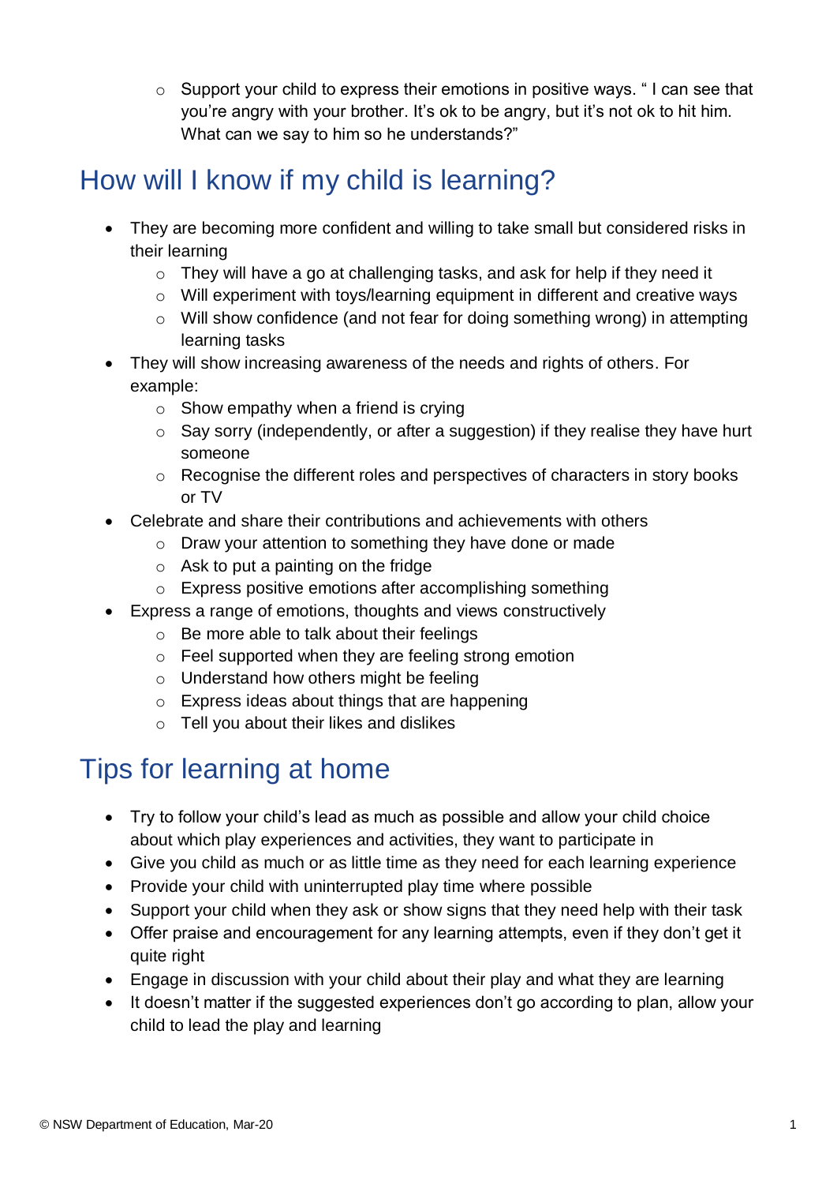- Support your child to express their emotions in positive ways. " I can see that you're angry with your brother. It's ok to be angry, but it's not ok to hit him. What can we say to him so he understands?"

## How will I know if my child is learning?

- They are becoming more confident and willing to take small but considered risks in their learning
  - They will have a go at challenging tasks, and ask for help if they need it
  - Will experiment with toys/learning equipment in different and creative ways
  - Will show confidence (and not fear for doing something wrong) in attempting learning tasks
- They will show increasing awareness of the needs and rights of others. For example:
  - Show empathy when a friend is crying
  - Say sorry (independently, or after a suggestion) if they realise they have hurt someone
  - Recognise the different roles and perspectives of characters in story books or TV
- Celebrate and share their contributions and achievements with others
  - Draw your attention to something they have done or made
  - Ask to put a painting on the fridge
  - Express positive emotions after accomplishing something
- Express a range of emotions, thoughts and views constructively
  - Be more able to talk about their feelings
  - Feel supported when they are feeling strong emotion
  - Understand how others might be feeling
  - Express ideas about things that are happening
  - Tell you about their likes and dislikes

## Tips for learning at home

- Try to follow your child's lead as much as possible and allow your child choice about which play experiences and activities, they want to participate in
- Give you child as much or as little time as they need for each learning experience
- Provide your child with uninterrupted play time where possible
- Support your child when they ask or show signs that they need help with their task
- Offer praise and encouragement for any learning attempts, even if they don't get it quite right
- Engage in discussion with your child about their play and what they are learning
- It doesn't matter if the suggested experiences don't go according to plan, allow your child to lead the play and learning

© NSW Department of Education, Mar-20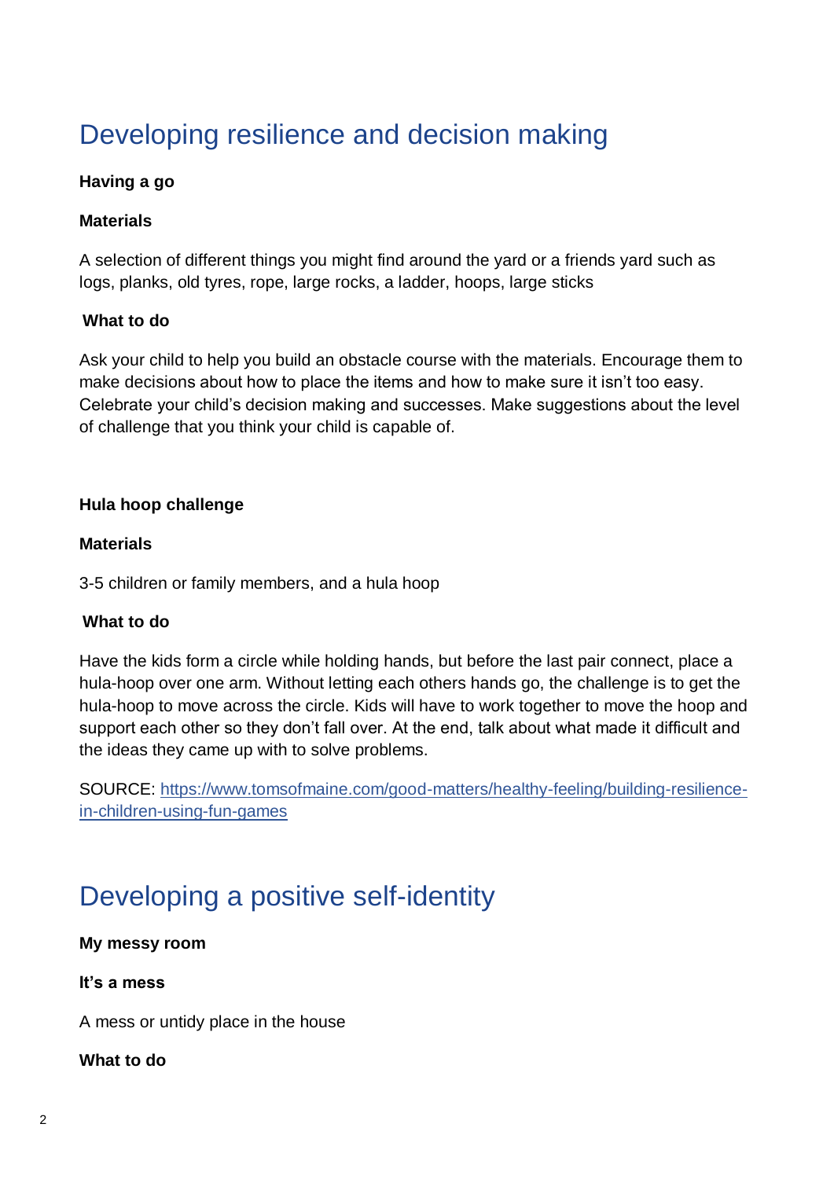# Developing resilience and decision making

**Having a go**

**Materials**

A selection of different things you might find around the yard or a friends yard such as logs, planks, old tyres, rope, large rocks, a ladder, hoops, large sticks

**What to do**

Ask your child to help you build an obstacle course with the materials. Encourage them to make decisions about how to place the items and how to make sure it isn't too easy. Celebrate your child's decision making and successes. Make suggestions about the level of challenge that you think your child is capable of.

**Hula hoop challenge**

**Materials**

3-5 children or family members, and a hula hoop

**What to do**

Have the kids form a circle while holding hands, but before the last pair connect, place a hula-hoop over one arm. Without letting each others hands go, the challenge is to get the hula-hoop to move across the circle. Kids will have to work together to move the hoop and support each other so they don't fall over. At the end, talk about what made it difficult and the ideas they came up with to solve problems.

SOURCE: [https://www.tomsofmaine.com/good-matters/healthy-feeling/building-resilience-in-children-using-fun-games](https://www.tomsofmaine.com/good-matters/healthy-feeling/building-resilience-in-children-using-fun-games)

# Developing a positive self-identity

**My messy room**

**It's a mess**

A mess or untidy place in the house

**What to do**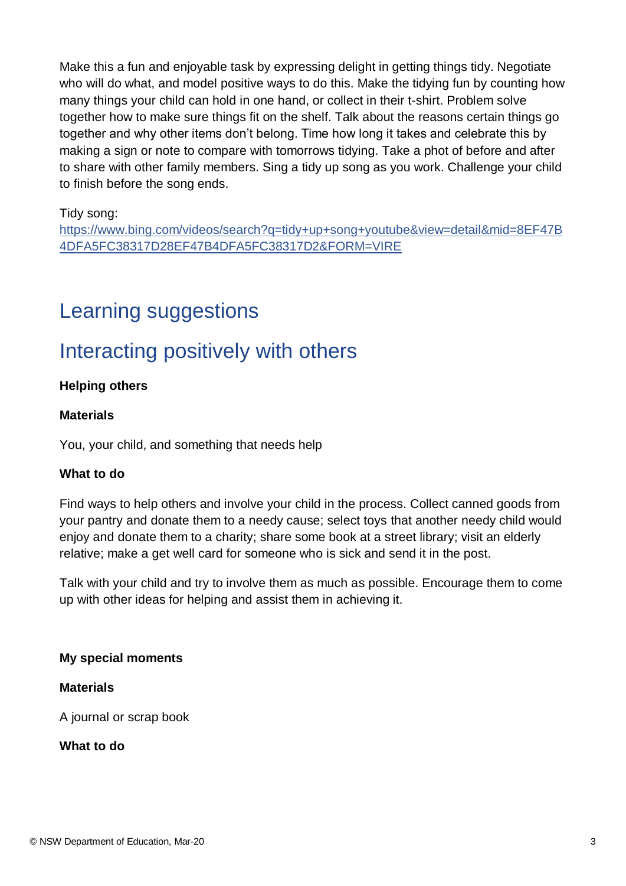Make this a fun and enjoyable task by expressing delight in getting things tidy. Negotiate who will do what, and model positive ways to do this. Make the tidying fun by counting how many things your child can hold in one hand, or collect in their t-shirt. Problem solve together how to make sure things fit on the shelf. Talk about the reasons certain things go together and why other items don't belong. Time how long it takes and celebrate this by making a sign or note to compare with tomorrows tidying. Take a phot of before and after to share with other family members. Sing a tidy up song as you work. Challenge your child to finish before the song ends.

Tidy song:
[https://www.bing.com/videos/search?q=tidy+up+song+youtube&view=detail&mid=8EF47B4DFA5FC38317D28EF47B4DFA5FC38317D2&FORM=VIRE](https://www.bing.com/videos/search?q=tidy+up+song+youtube&view=detail&mid=8EF47B4DFA5FC38317D28EF47B4DFA5FC38317D2&FORM=VIRE)

# Learning suggestions

## Interacting positively with others

**Helping others**

**Materials**

You, your child, and something that needs help

**What to do**

Find ways to help others and involve your child in the process. Collect canned goods from your pantry and donate them to a needy cause; select toys that another needy child would enjoy and donate them to a charity; share some book at a street library; visit an elderly relative; make a get well card for someone who is sick and send it in the post.

Talk with your child and try to involve them as much as possible. Encourage them to come up with other ideas for helping and assist them in achieving it.

**My special moments**

**Materials**

A journal or scrap book

**What to do**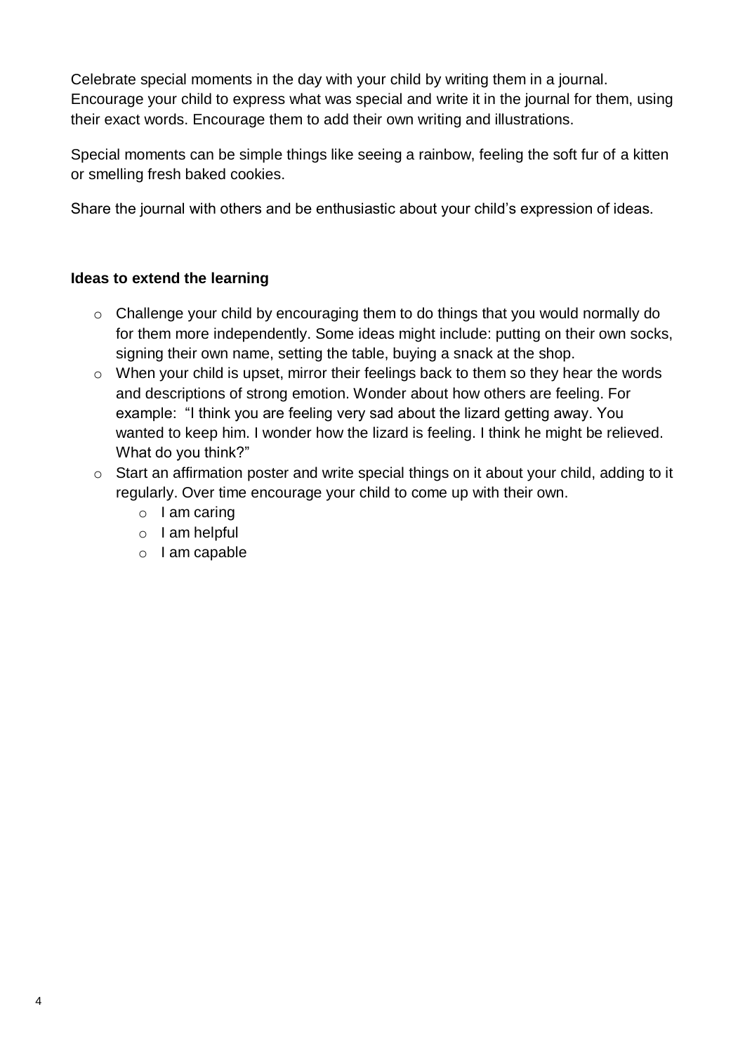Celebrate special moments in the day with your child by writing them in a journal. Encourage your child to express what was special and write it in the journal for them, using their exact words. Encourage them to add their own writing and illustrations.

Special moments can be simple things like seeing a rainbow, feeling the soft fur of a kitten or smelling fresh baked cookies.

Share the journal with others and be enthusiastic about your child's expression of ideas.

**Ideas to extend the learning**

- Challenge your child by encouraging them to do things that you would normally do for them more independently. Some ideas might include: putting on their own socks, signing their own name, setting the table, buying a snack at the shop.
- When your child is upset, mirror their feelings back to them so they hear the words and descriptions of strong emotion. Wonder about how others are feeling. For example: "I think you are feeling very sad about the lizard getting away. You wanted to keep him. I wonder how the lizard is feeling. I think he might be relieved. What do you think?"
- Start an affirmation poster and write special things on it about your child, adding to it regularly. Over time encourage your child to come up with their own.
  - I am caring
  - I am helpful
  - I am capable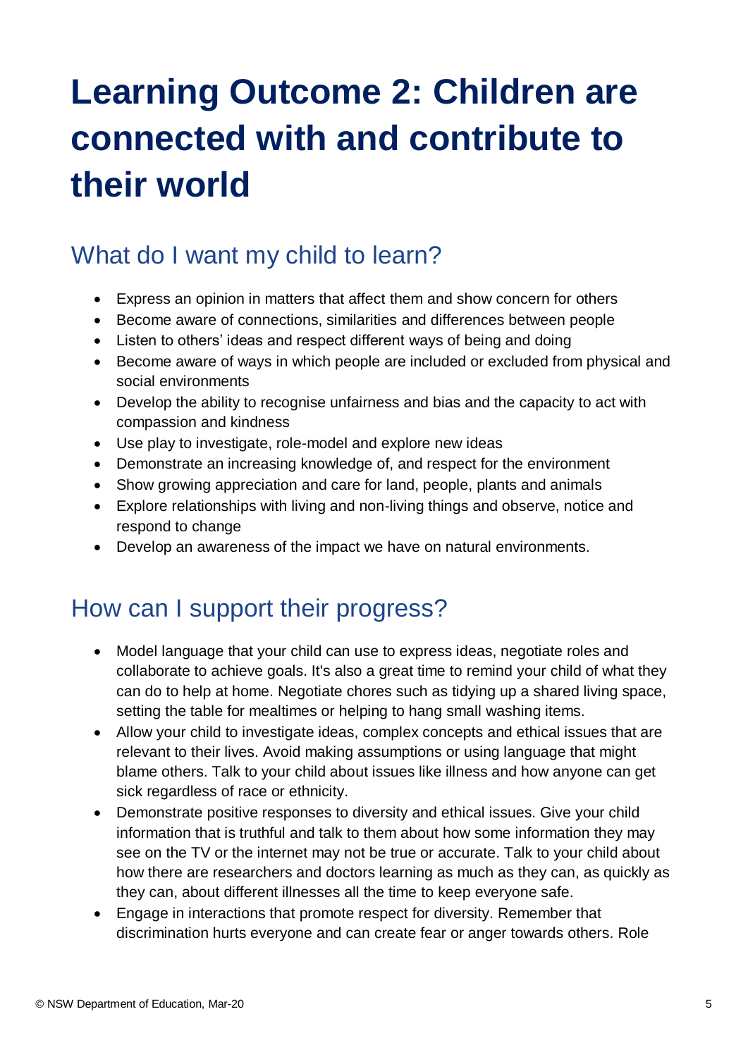# Learning Outcome 2: Children are connected with and contribute to their world

## What do I want my child to learn?

- Express an opinion in matters that affect them and show concern for others
- Become aware of connections, similarities and differences between people
- Listen to others' ideas and respect different ways of being and doing
- Become aware of ways in which people are included or excluded from physical and social environments
- Develop the ability to recognise unfairness and bias and the capacity to act with compassion and kindness
- Use play to investigate, role-model and explore new ideas
- Demonstrate an increasing knowledge of, and respect for the environment
- Show growing appreciation and care for land, people, plants and animals
- Explore relationships with living and non-living things and observe, notice and respond to change
- Develop an awareness of the impact we have on natural environments.

## How can I support their progress?

- Model language that your child can use to express ideas, negotiate roles and collaborate to achieve goals. It's also a great time to remind your child of what they can do to help at home. Negotiate chores such as tidying up a shared living space, setting the table for mealtimes or helping to hang small washing items.
- Allow your child to investigate ideas, complex concepts and ethical issues that are relevant to their lives. Avoid making assumptions or using language that might blame others. Talk to your child about issues like illness and how anyone can get sick regardless of race or ethnicity.
- Demonstrate positive responses to diversity and ethical issues. Give your child information that is truthful and talk to them about how some information they may see on the TV or the internet may not be true or accurate. Talk to your child about how there are researchers and doctors learning as much as they can, as quickly as they can, about different illnesses all the time to keep everyone safe.
- Engage in interactions that promote respect for diversity. Remember that discrimination hurts everyone and can create fear or anger towards others. Role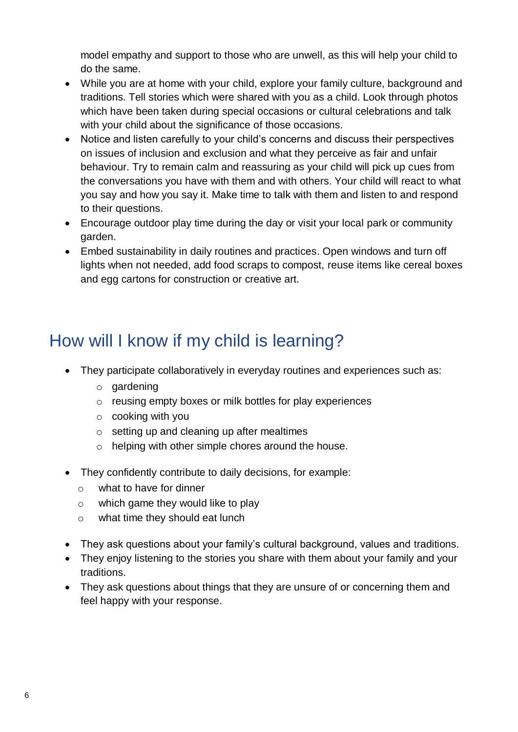model empathy and support to those who are unwell, as this will help your child to do the same.

- While you are at home with your child, explore your family culture, background and traditions. Tell stories which were shared with you as a child. Look through photos which have been taken during special occasions or cultural celebrations and talk with your child about the significance of those occasions.
- Notice and listen carefully to your child's concerns and discuss their perspectives on issues of inclusion and exclusion and what they perceive as fair and unfair behaviour. Try to remain calm and reassuring as your child will pick up cues from the conversations you have with them and with others. Your child will react to what you say and how you say it. Make time to talk with them and listen to and respond to their questions.
- Encourage outdoor play time during the day or visit your local park or community garden.
- Embed sustainability in daily routines and practices. Open windows and turn off lights when not needed, add food scraps to compost, reuse items like cereal boxes and egg cartons for construction or creative art.

## How will I know if my child is learning?

- They participate collaboratively in everyday routines and experiences such as:
  - gardening
  - reusing empty boxes or milk bottles for play experiences
  - cooking with you
  - setting up and cleaning up after mealtimes
  - helping with other simple chores around the house.
- They confidently contribute to daily decisions, for example:
  - what to have for dinner
  - which game they would like to play
  - what time they should eat lunch
- They ask questions about your family's cultural background, values and traditions.
- They enjoy listening to the stories you share with them about your family and your traditions.
- They ask questions about things that they are unsure of or concerning them and feel happy with your response.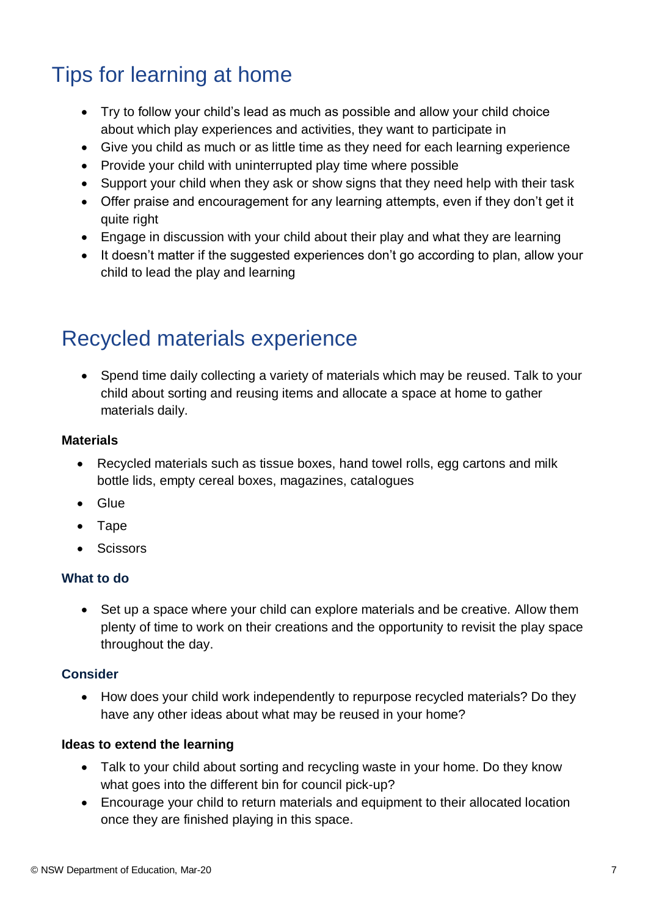## Tips for learning at home

- Try to follow your child's lead as much as possible and allow your child choice about which play experiences and activities, they want to participate in
- Give you child as much or as little time as they need for each learning experience
- Provide your child with uninterrupted play time where possible
- Support your child when they ask or show signs that they need help with their task
- Offer praise and encouragement for any learning attempts, even if they don't get it quite right
- Engage in discussion with your child about their play and what they are learning
- It doesn't matter if the suggested experiences don't go according to plan, allow your child to lead the play and learning

## Recycled materials experience

- Spend time daily collecting a variety of materials which may be reused. Talk to your child about sorting and reusing items and allocate a space at home to gather materials daily.

**Materials**

- Recycled materials such as tissue boxes, hand towel rolls, egg cartons and milk bottle lids, empty cereal boxes, magazines, catalogues
- Glue
- Tape
- Scissors

### What to do

- Set up a space where your child can explore materials and be creative. Allow them plenty of time to work on their creations and the opportunity to revisit the play space throughout the day.

### Consider

- How does your child work independently to repurpose recycled materials? Do they have any other ideas about what may be reused in your home?

**Ideas to extend the learning**

- Talk to your child about sorting and recycling waste in your home. Do they know what goes into the different bin for council pick-up?
- Encourage your child to return materials and equipment to their allocated location once they are finished playing in this space.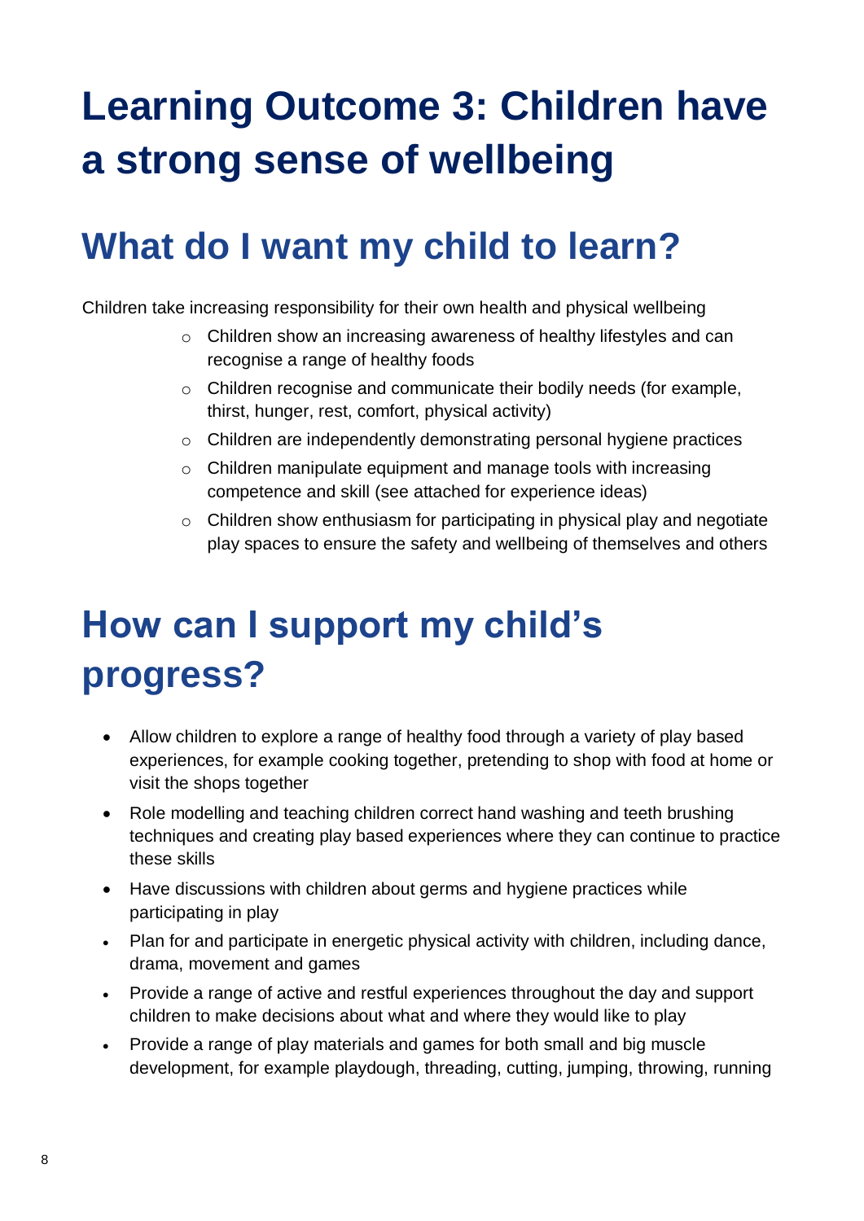# Learning Outcome 3: Children have a strong sense of wellbeing

## What do I want my child to learn?

Children take increasing responsibility for their own health and physical wellbeing

- Children show an increasing awareness of healthy lifestyles and can recognise a range of healthy foods
- Children recognise and communicate their bodily needs (for example, thirst, hunger, rest, comfort, physical activity)
- Children are independently demonstrating personal hygiene practices
- Children manipulate equipment and manage tools with increasing competence and skill (see attached for experience ideas)
- Children show enthusiasm for participating in physical play and negotiate play spaces to ensure the safety and wellbeing of themselves and others

## How can I support my child's progress?

- Allow children to explore a range of healthy food through a variety of play based experiences, for example cooking together, pretending to shop with food at home or visit the shops together
- Role modelling and teaching children correct hand washing and teeth brushing techniques and creating play based experiences where they can continue to practice these skills
- Have discussions with children about germs and hygiene practices while participating in play
- Plan for and participate in energetic physical activity with children, including dance, drama, movement and games
- Provide a range of active and restful experiences throughout the day and support children to make decisions about what and where they would like to play
- Provide a range of play materials and games for both small and big muscle development, for example playdough, threading, cutting, jumping, throwing, running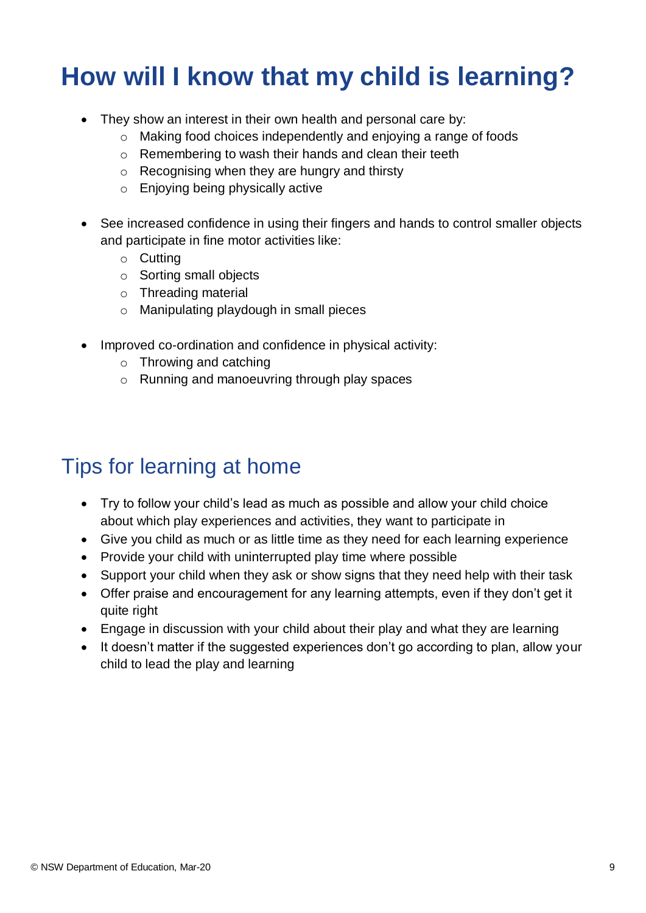# How will I know that my child is learning?

- They show an interest in their own health and personal care by:
  - Making food choices independently and enjoying a range of foods
  - Remembering to wash their hands and clean their teeth
  - Recognising when they are hungry and thirsty
  - Enjoying being physically active

- See increased confidence in using their fingers and hands to control smaller objects and participate in fine motor activities like:
  - Cutting
  - Sorting small objects
  - Threading material
  - Manipulating playdough in small pieces

- Improved co-ordination and confidence in physical activity:
  - Throwing and catching
  - Running and manoeuvring through play spaces

## Tips for learning at home

- Try to follow your child's lead as much as possible and allow your child choice about which play experiences and activities, they want to participate in
- Give you child as much or as little time as they need for each learning experience
- Provide your child with uninterrupted play time where possible
- Support your child when they ask or show signs that they need help with their task
- Offer praise and encouragement for any learning attempts, even if they don't get it quite right
- Engage in discussion with your child about their play and what they are learning
- It doesn't matter if the suggested experiences don't go according to plan, allow your child to lead the play and learning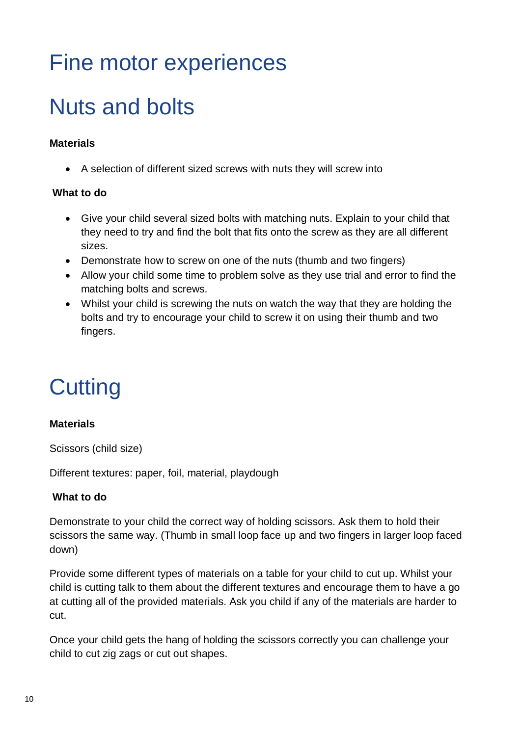# Fine motor experiences

# Nuts and bolts

**Materials**

- A selection of different sized screws with nuts they will screw into

**What to do**

- Give your child several sized bolts with matching nuts. Explain to your child that they need to try and find the bolt that fits onto the screw as they are all different sizes.
- Demonstrate how to screw on one of the nuts (thumb and two fingers)
- Allow your child some time to problem solve as they use trial and error to find the matching bolts and screws.
- Whilst your child is screwing the nuts on watch the way that they are holding the bolts and try to encourage your child to screw it on using their thumb and two fingers.

# Cutting

**Materials**

Scissors (child size)

Different textures: paper, foil, material, playdough

**What to do**

Demonstrate to your child the correct way of holding scissors. Ask them to hold their scissors the same way. (Thumb in small loop face up and two fingers in larger loop faced down)

Provide some different types of materials on a table for your child to cut up. Whilst your child is cutting talk to them about the different textures and encourage them to have a go at cutting all of the provided materials. Ask you child if any of the materials are harder to cut.

Once your child gets the hang of holding the scissors correctly you can challenge your child to cut zig zags or cut out shapes.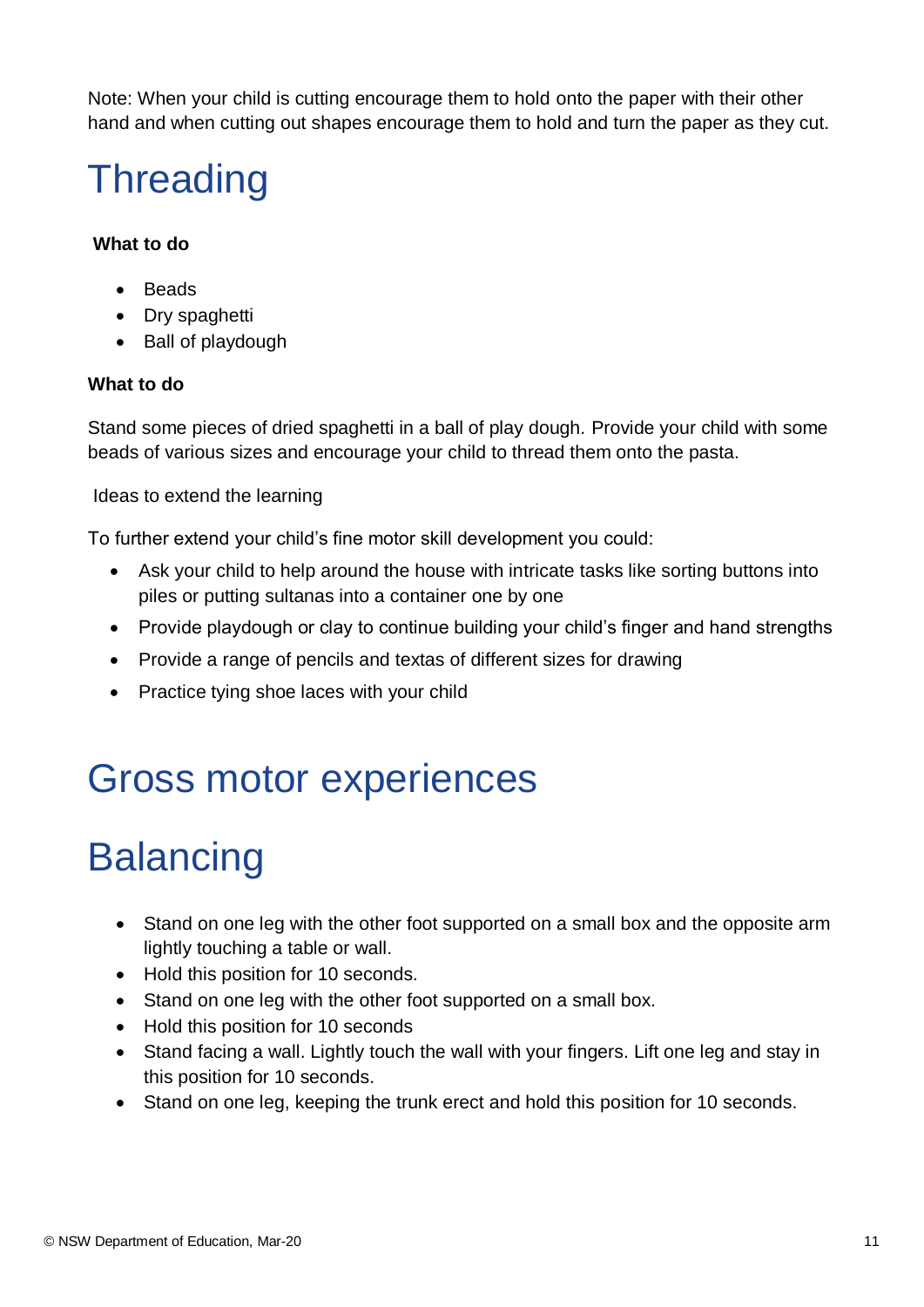Note: When your child is cutting encourage them to hold onto the paper with their other hand and when cutting out shapes encourage them to hold and turn the paper as they cut.

# Threading

**What to do**

- Beads
- Dry spaghetti
- Ball of playdough

**What to do**

Stand some pieces of dried spaghetti in a ball of play dough. Provide your child with some beads of various sizes and encourage your child to thread them onto the pasta.

Ideas to extend the learning

To further extend your child's fine motor skill development you could:

- Ask your child to help around the house with intricate tasks like sorting buttons into piles or putting sultanas into a container one by one
- Provide playdough or clay to continue building your child's finger and hand strengths
- Provide a range of pencils and textas of different sizes for drawing
- Practice tying shoe laces with your child

# Gross motor experiences

# Balancing

- Stand on one leg with the other foot supported on a small box and the opposite arm lightly touching a table or wall.
- Hold this position for 10 seconds.
- Stand on one leg with the other foot supported on a small box.
- Hold this position for 10 seconds
- Stand facing a wall. Lightly touch the wall with your fingers. Lift one leg and stay in this position for 10 seconds.
- Stand on one leg, keeping the trunk erect and hold this position for 10 seconds.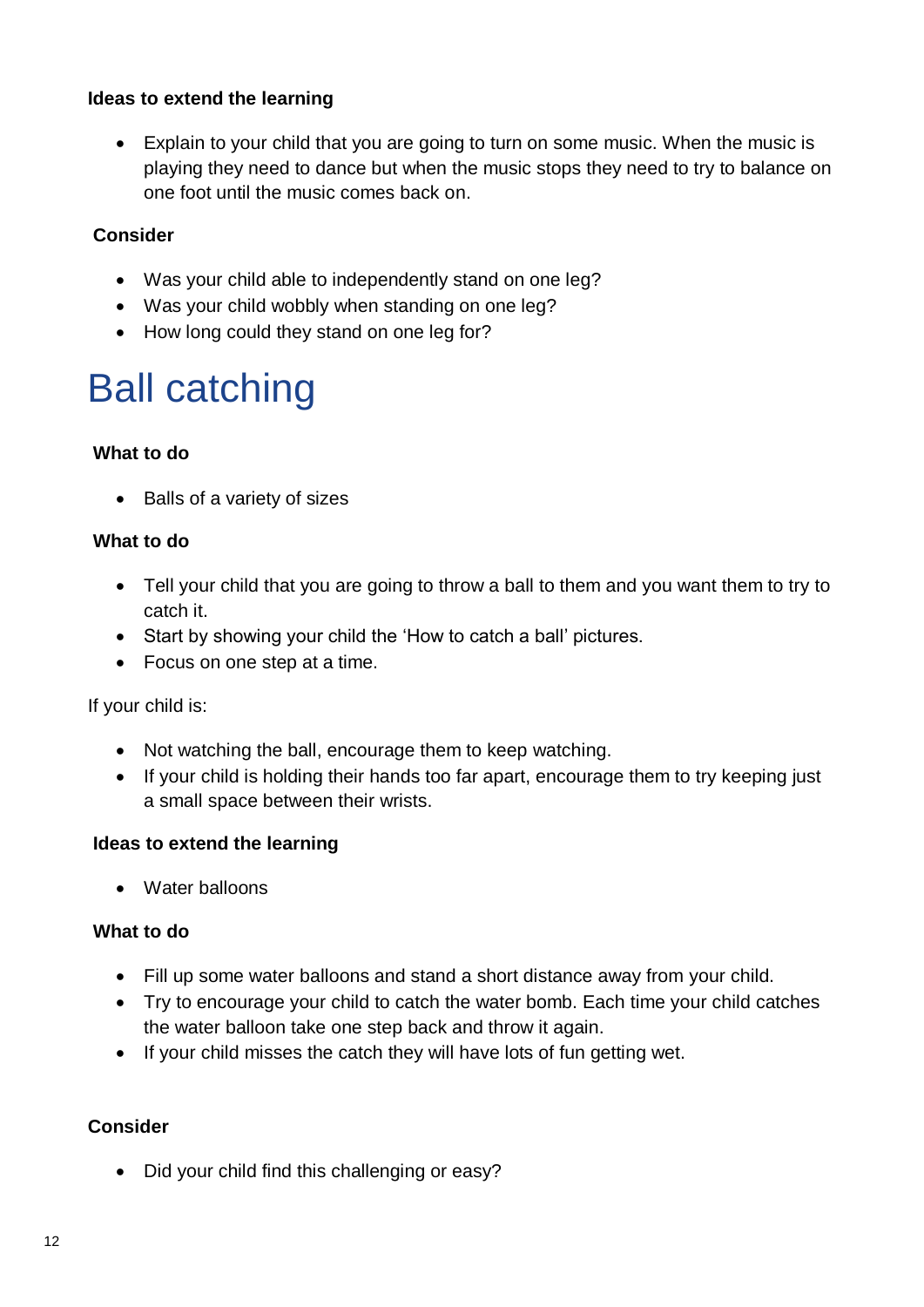**Ideas to extend the learning**

- Explain to your child that you are going to turn on some music. When the music is playing they need to dance but when the music stops they need to try to balance on one foot until the music comes back on.

**Consider**

- Was your child able to independently stand on one leg?
- Was your child wobbly when standing on one leg?
- How long could they stand on one leg for?

# Ball catching

**What to do**

- Balls of a variety of sizes

**What to do**

- Tell your child that you are going to throw a ball to them and you want them to try to catch it.
- Start by showing your child the 'How to catch a ball' pictures.
- Focus on one step at a time.

If your child is:

- Not watching the ball, encourage them to keep watching.
- If your child is holding their hands too far apart, encourage them to try keeping just a small space between their wrists.

**Ideas to extend the learning**

- Water balloons

**What to do**

- Fill up some water balloons and stand a short distance away from your child.
- Try to encourage your child to catch the water bomb. Each time your child catches the water balloon take one step back and throw it again.
- If your child misses the catch they will have lots of fun getting wet.

**Consider**

- Did your child find this challenging or easy?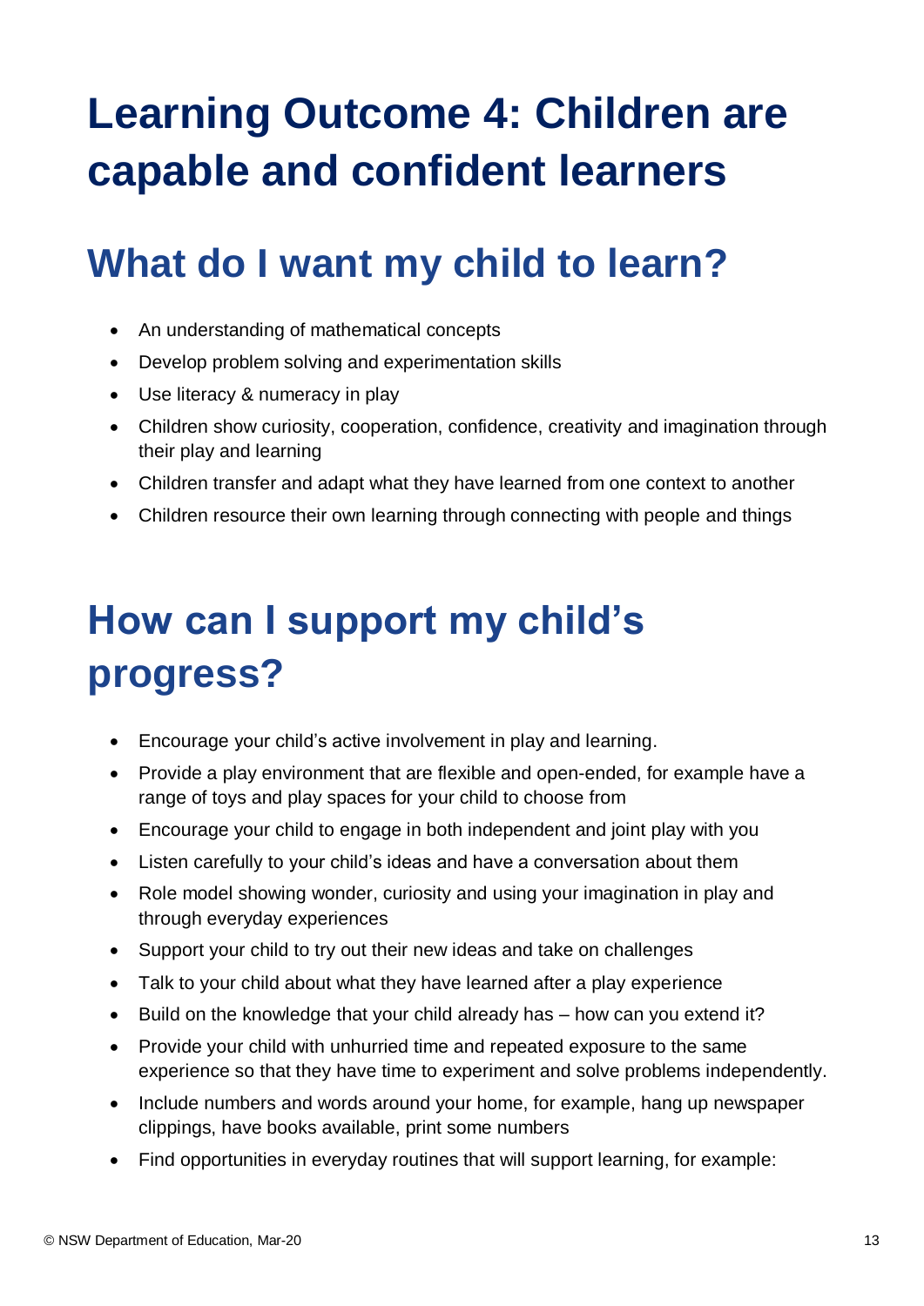# Learning Outcome 4: Children are capable and confident learners

## What do I want my child to learn?

- An understanding of mathematical concepts
- Develop problem solving and experimentation skills
- Use literacy & numeracy in play
- Children show curiosity, cooperation, confidence, creativity and imagination through their play and learning
- Children transfer and adapt what they have learned from one context to another
- Children resource their own learning through connecting with people and things

## How can I support my child's progress?

- Encourage your child's active involvement in play and learning.
- Provide a play environment that are flexible and open-ended, for example have a range of toys and play spaces for your child to choose from
- Encourage your child to engage in both independent and joint play with you
- Listen carefully to your child's ideas and have a conversation about them
- Role model showing wonder, curiosity and using your imagination in play and through everyday experiences
- Support your child to try out their new ideas and take on challenges
- Talk to your child about what they have learned after a play experience
- Build on the knowledge that your child already has – how can you extend it?
- Provide your child with unhurried time and repeated exposure to the same experience so that they have time to experiment and solve problems independently.
- Include numbers and words around your home, for example, hang up newspaper clippings, have books available, print some numbers
- Find opportunities in everyday routines that will support learning, for example: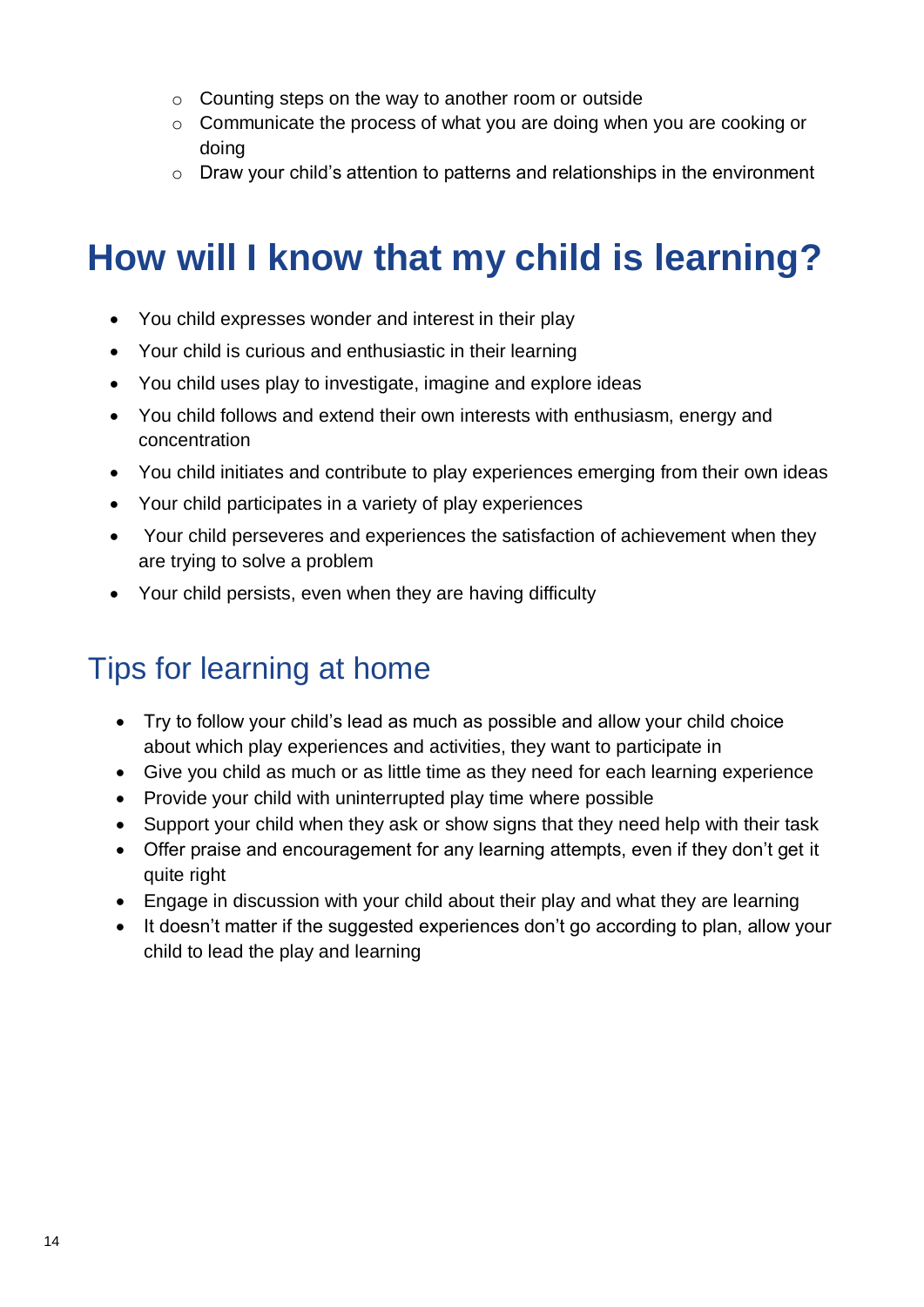- Counting steps on the way to another room or outside
- Communicate the process of what you are doing when you are cooking or doing
- Draw your child's attention to patterns and relationships in the environment

# How will I know that my child is learning?

- You child expresses wonder and interest in their play
- Your child is curious and enthusiastic in their learning
- You child uses play to investigate, imagine and explore ideas
- You child follows and extend their own interests with enthusiasm, energy and concentration
- You child initiates and contribute to play experiences emerging from their own ideas
- Your child participates in a variety of play experiences
- Your child perseveres and experiences the satisfaction of achievement when they are trying to solve a problem
- Your child persists, even when they are having difficulty

## Tips for learning at home

- Try to follow your child's lead as much as possible and allow your child choice about which play experiences and activities, they want to participate in
- Give you child as much or as little time as they need for each learning experience
- Provide your child with uninterrupted play time where possible
- Support your child when they ask or show signs that they need help with their task
- Offer praise and encouragement for any learning attempts, even if they don't get it quite right
- Engage in discussion with your child about their play and what they are learning
- It doesn't matter if the suggested experiences don't go according to plan, allow your child to lead the play and learning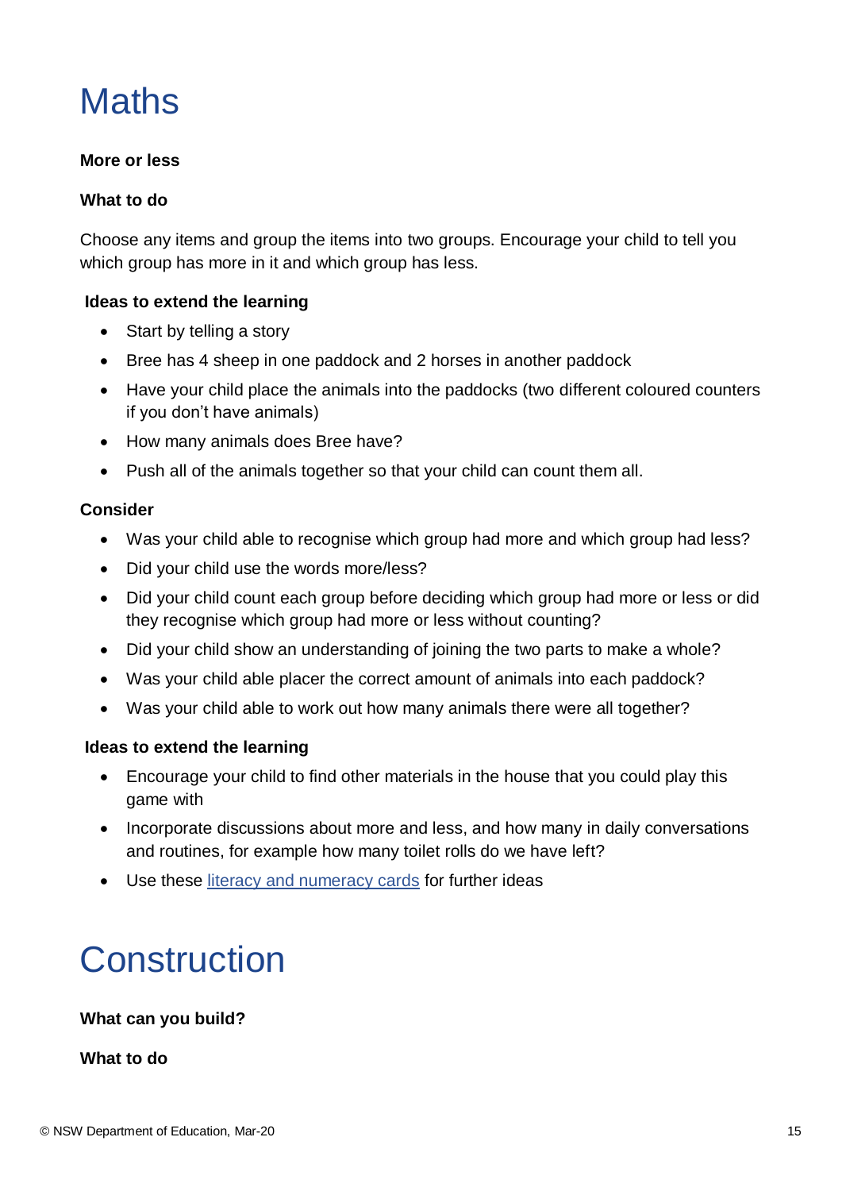# Maths

**More or less**

**What to do**

Choose any items and group the items into two groups. Encourage your child to tell you which group has more in it and which group has less.

**Ideas to extend the learning**

- Start by telling a story
- Bree has 4 sheep in one paddock and 2 horses in another paddock
- Have your child place the animals into the paddocks (two different coloured counters if you don't have animals)
- How many animals does Bree have?
- Push all of the animals together so that your child can count them all.

**Consider**

- Was your child able to recognise which group had more and which group had less?
- Did your child use the words more/less?
- Did your child count each group before deciding which group had more or less or did they recognise which group had more or less without counting?
- Did your child show an understanding of joining the two parts to make a whole?
- Was your child able placer the correct amount of animals into each paddock?
- Was your child able to work out how many animals there were all together?

**Ideas to extend the learning**

- Encourage your child to find other materials in the house that you could play this game with
- Incorporate discussions about more and less, and how many in daily conversations and routines, for example how many toilet rolls do we have left?
- Use these literacy and numeracy cards for further ideas

# Construction

**What can you build?**

**What to do**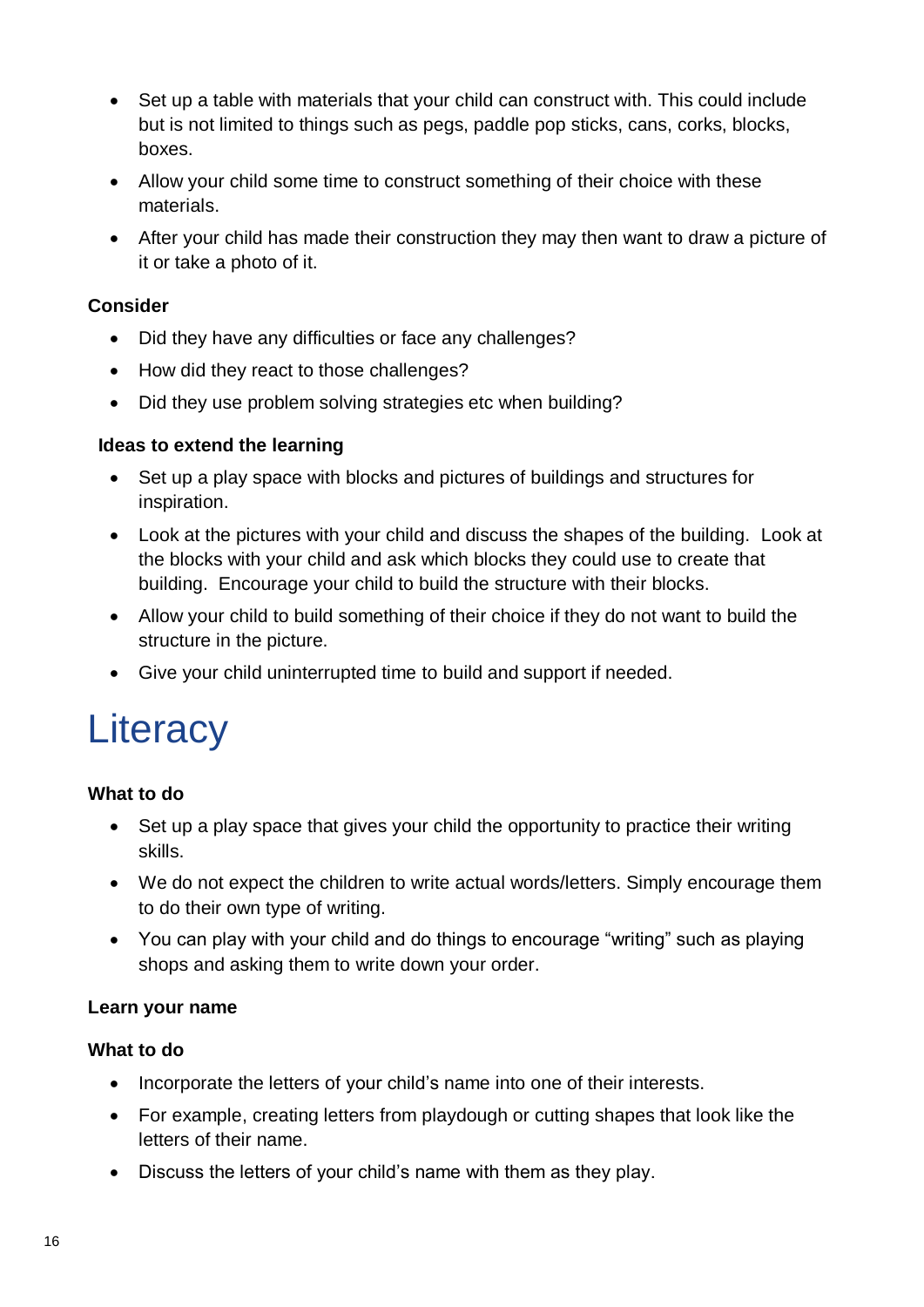- Set up a table with materials that your child can construct with. This could include but is not limited to things such as pegs, paddle pop sticks, cans, corks, blocks, boxes.
- Allow your child some time to construct something of their choice with these materials.
- After your child has made their construction they may then want to draw a picture of it or take a photo of it.

**Consider**

- Did they have any difficulties or face any challenges?
- How did they react to those challenges?
- Did they use problem solving strategies etc when building?

**Ideas to extend the learning**

- Set up a play space with blocks and pictures of buildings and structures for inspiration.
- Look at the pictures with your child and discuss the shapes of the building. Look at the blocks with your child and ask which blocks they could use to create that building. Encourage your child to build the structure with their blocks.
- Allow your child to build something of their choice if they do not want to build the structure in the picture.
- Give your child uninterrupted time to build and support if needed.

# Literacy

**What to do**

- Set up a play space that gives your child the opportunity to practice their writing skills.
- We do not expect the children to write actual words/letters. Simply encourage them to do their own type of writing.
- You can play with your child and do things to encourage "writing" such as playing shops and asking them to write down your order.

**Learn your name**

**What to do**

- Incorporate the letters of your child's name into one of their interests.
- For example, creating letters from playdough or cutting shapes that look like the letters of their name.
- Discuss the letters of your child's name with them as they play.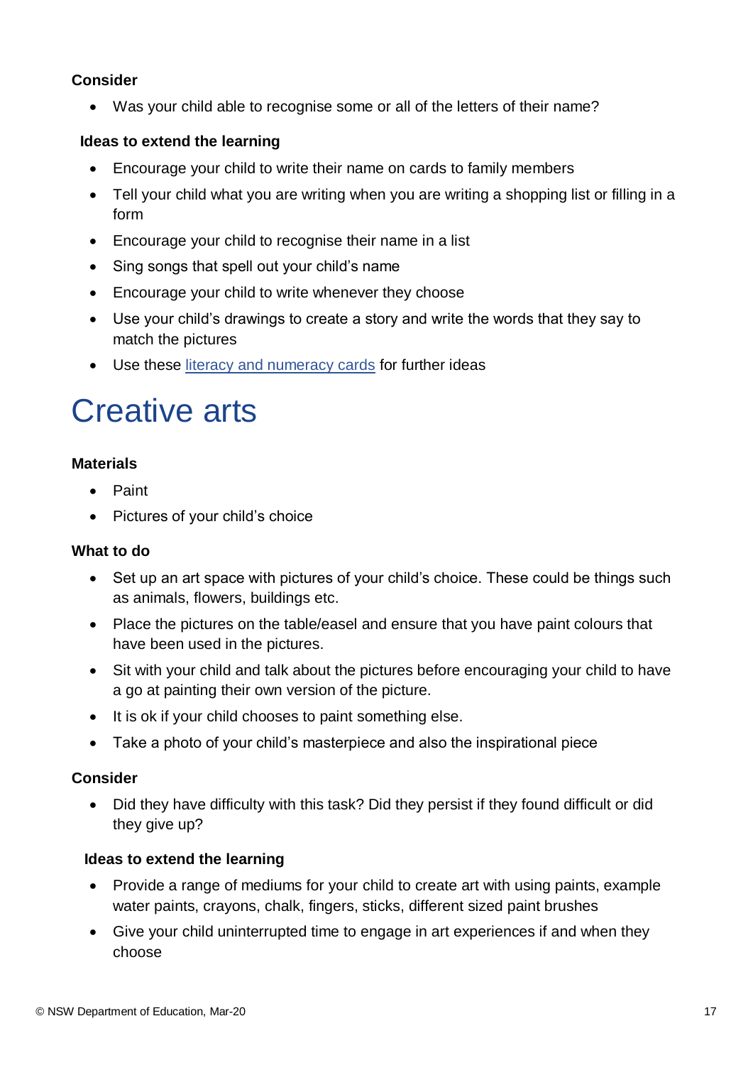**Consider**

- Was your child able to recognise some or all of the letters of their name?

**Ideas to extend the learning**

- Encourage your child to write their name on cards to family members
- Tell your child what you are writing when you are writing a shopping list or filling in a form
- Encourage your child to recognise their name in a list
- Sing songs that spell out your child's name
- Encourage your child to write whenever they choose
- Use your child's drawings to create a story and write the words that they say to match the pictures
- Use these [literacy and numeracy cards](literacy and numeracy cards) for further ideas

# Creative arts

**Materials**

- Paint
- Pictures of your child's choice

**What to do**

- Set up an art space with pictures of your child's choice. These could be things such as animals, flowers, buildings etc.
- Place the pictures on the table/easel and ensure that you have paint colours that have been used in the pictures.
- Sit with your child and talk about the pictures before encouraging your child to have a go at painting their own version of the picture.
- It is ok if your child chooses to paint something else.
- Take a photo of your child's masterpiece and also the inspirational piece

**Consider**

- Did they have difficulty with this task? Did they persist if they found difficult or did they give up?

**Ideas to extend the learning**

- Provide a range of mediums for your child to create art with using paints, example water paints, crayons, chalk, fingers, sticks, different sized paint brushes
- Give your child uninterrupted time to engage in art experiences if and when they choose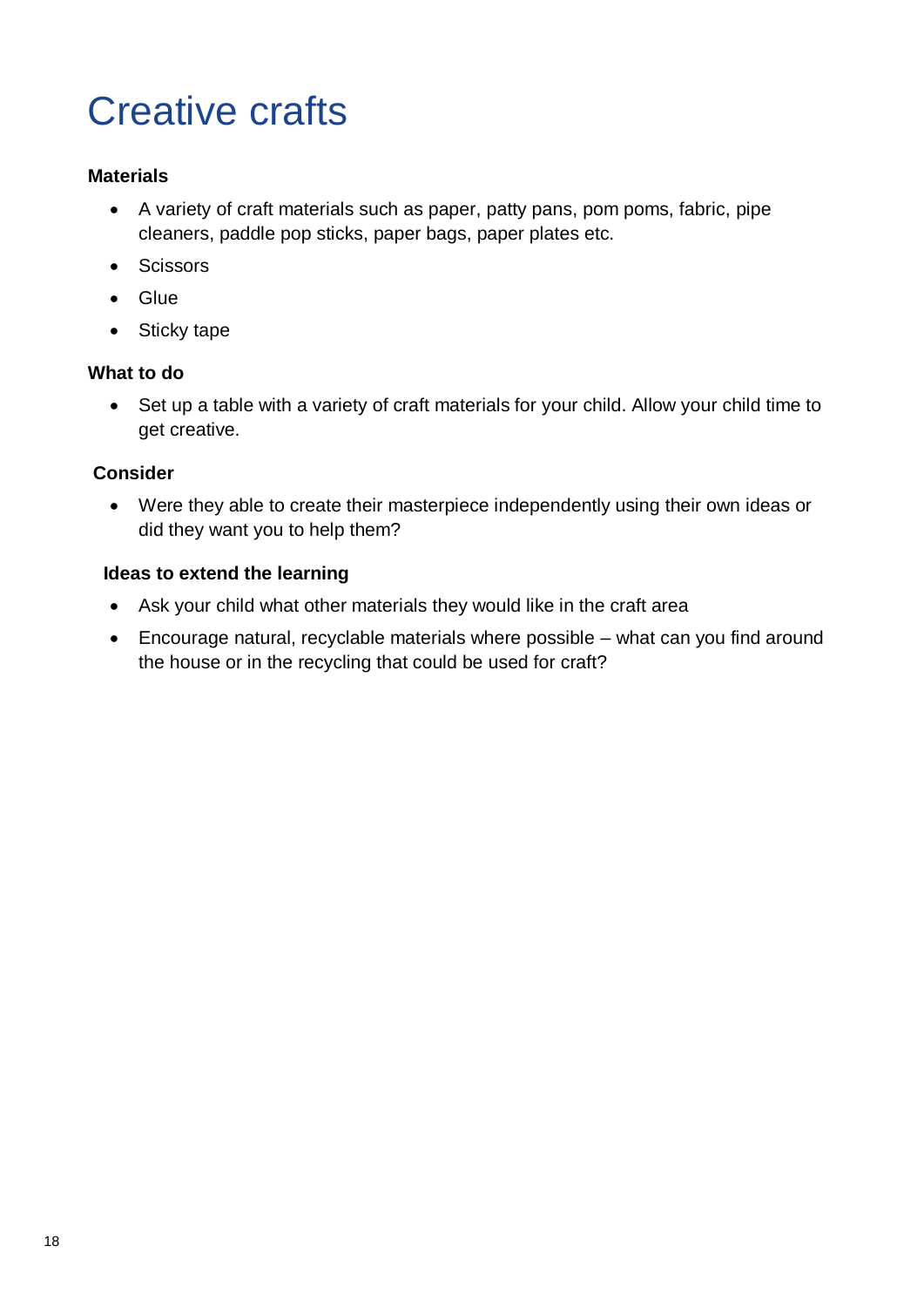# Creative crafts

**Materials**

- A variety of craft materials such as paper, patty pans, pom poms, fabric, pipe cleaners, paddle pop sticks, paper bags, paper plates etc.
- Scissors
- Glue
- Sticky tape

**What to do**

- Set up a table with a variety of craft materials for your child. Allow your child time to get creative.

**Consider**

- Were they able to create their masterpiece independently using their own ideas or did they want you to help them?

**Ideas to extend the learning**

- Ask your child what other materials they would like in the craft area
- Encourage natural, recyclable materials where possible – what can you find around the house or in the recycling that could be used for craft?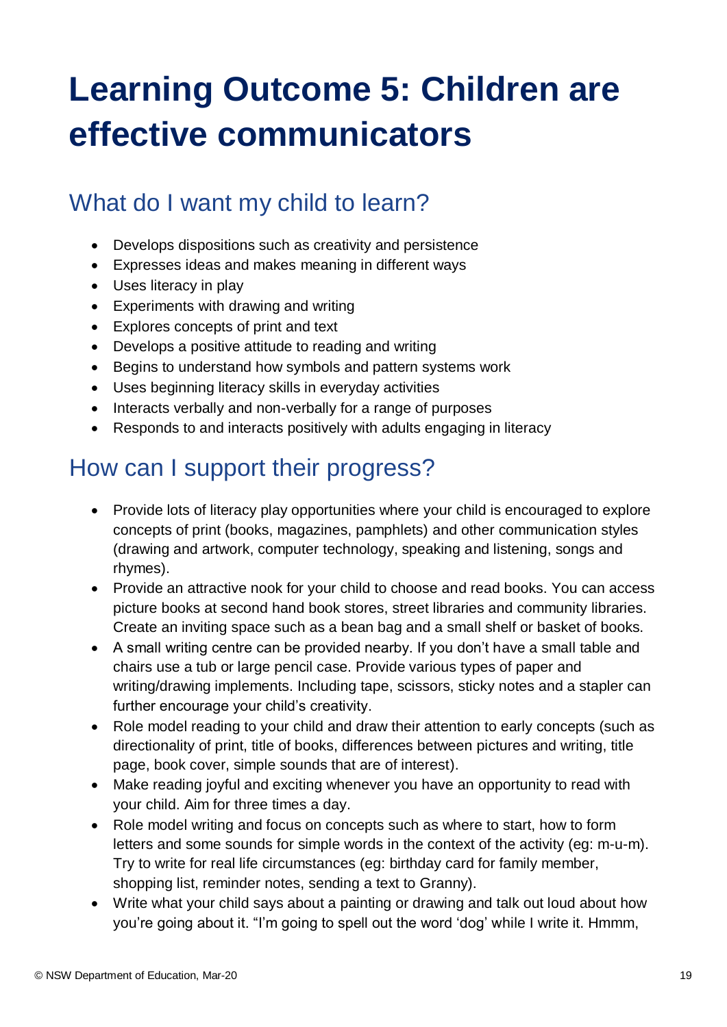# Learning Outcome 5: Children are effective communicators

## What do I want my child to learn?

- Develops dispositions such as creativity and persistence
- Expresses ideas and makes meaning in different ways
- Uses literacy in play
- Experiments with drawing and writing
- Explores concepts of print and text
- Develops a positive attitude to reading and writing
- Begins to understand how symbols and pattern systems work
- Uses beginning literacy skills in everyday activities
- Interacts verbally and non-verbally for a range of purposes
- Responds to and interacts positively with adults engaging in literacy

## How can I support their progress?

- Provide lots of literacy play opportunities where your child is encouraged to explore concepts of print (books, magazines, pamphlets) and other communication styles (drawing and artwork, computer technology, speaking and listening, songs and rhymes).
- Provide an attractive nook for your child to choose and read books. You can access picture books at second hand book stores, street libraries and community libraries. Create an inviting space such as a bean bag and a small shelf or basket of books.
- A small writing centre can be provided nearby. If you don't have a small table and chairs use a tub or large pencil case. Provide various types of paper and writing/drawing implements. Including tape, scissors, sticky notes and a stapler can further encourage your child's creativity.
- Role model reading to your child and draw their attention to early concepts (such as directionality of print, title of books, differences between pictures and writing, title page, book cover, simple sounds that are of interest).
- Make reading joyful and exciting whenever you have an opportunity to read with your child. Aim for three times a day.
- Role model writing and focus on concepts such as where to start, how to form letters and some sounds for simple words in the context of the activity (eg: m-u-m). Try to write for real life circumstances (eg: birthday card for family member, shopping list, reminder notes, sending a text to Granny).
- Write what your child says about a painting or drawing and talk out loud about how you're going about it. "I'm going to spell out the word 'dog' while I write it. Hmmm,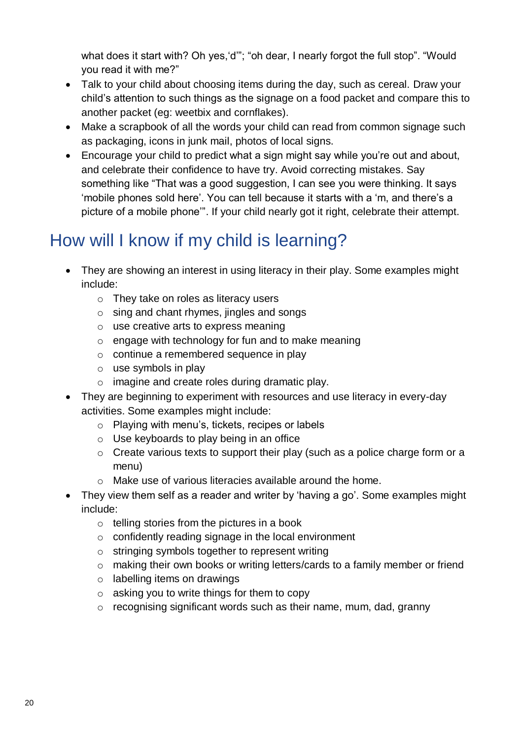what does it start with? Oh yes,'d'"; "oh dear, I nearly forgot the full stop". "Would you read it with me?"

- Talk to your child about choosing items during the day, such as cereal. Draw your child's attention to such things as the signage on a food packet and compare this to another packet (eg: weetbix and cornflakes).
- Make a scrapbook of all the words your child can read from common signage such as packaging, icons in junk mail, photos of local signs.
- Encourage your child to predict what a sign might say while you're out and about, and celebrate their confidence to have try. Avoid correcting mistakes. Say something like "That was a good suggestion, I can see you were thinking. It says 'mobile phones sold here'. You can tell because it starts with a 'm, and there's a picture of a mobile phone'". If your child nearly got it right, celebrate their attempt.

## How will I know if my child is learning?

- They are showing an interest in using literacy in their play. Some examples might include:
  - They take on roles as literacy users
  - sing and chant rhymes, jingles and songs
  - use creative arts to express meaning
  - engage with technology for fun and to make meaning
  - continue a remembered sequence in play
  - use symbols in play
  - imagine and create roles during dramatic play.
- They are beginning to experiment with resources and use literacy in every-day activities. Some examples might include:
  - Playing with menu's, tickets, recipes or labels
  - Use keyboards to play being in an office
  - Create various texts to support their play (such as a police charge form or a menu)
  - Make use of various literacies available around the home.
- They view them self as a reader and writer by 'having a go'. Some examples might include:
  - telling stories from the pictures in a book
  - confidently reading signage in the local environment
  - stringing symbols together to represent writing
  - making their own books or writing letters/cards to a family member or friend
  - labelling items on drawings
  - asking you to write things for them to copy
  - recognising significant words such as their name, mum, dad, granny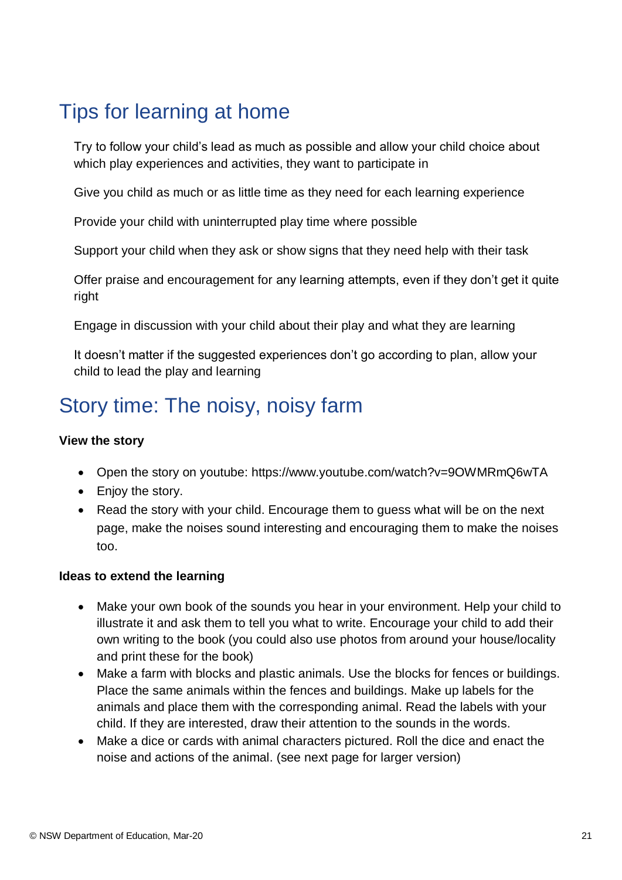## Tips for learning at home

Try to follow your child's lead as much as possible and allow your child choice about which play experiences and activities, they want to participate in

Give you child as much or as little time as they need for each learning experience

Provide your child with uninterrupted play time where possible

Support your child when they ask or show signs that they need help with their task

Offer praise and encouragement for any learning attempts, even if they don't get it quite right

Engage in discussion with your child about their play and what they are learning

It doesn't matter if the suggested experiences don't go according to plan, allow your child to lead the play and learning

## Story time: The noisy, noisy farm

**View the story**

- Open the story on youtube: https://www.youtube.com/watch?v=9OWMRmQ6wTA
- Enjoy the story.
- Read the story with your child. Encourage them to guess what will be on the next page, make the noises sound interesting and encouraging them to make the noises too.

**Ideas to extend the learning**

- Make your own book of the sounds you hear in your environment. Help your child to illustrate it and ask them to tell you what to write. Encourage your child to add their own writing to the book (you could also use photos from around your house/locality and print these for the book)
- Make a farm with blocks and plastic animals. Use the blocks for fences or buildings. Place the same animals within the fences and buildings. Make up labels for the animals and place them with the corresponding animal. Read the labels with your child. If they are interested, draw their attention to the sounds in the words.
- Make a dice or cards with animal characters pictured. Roll the dice and enact the noise and actions of the animal. (see next page for larger version)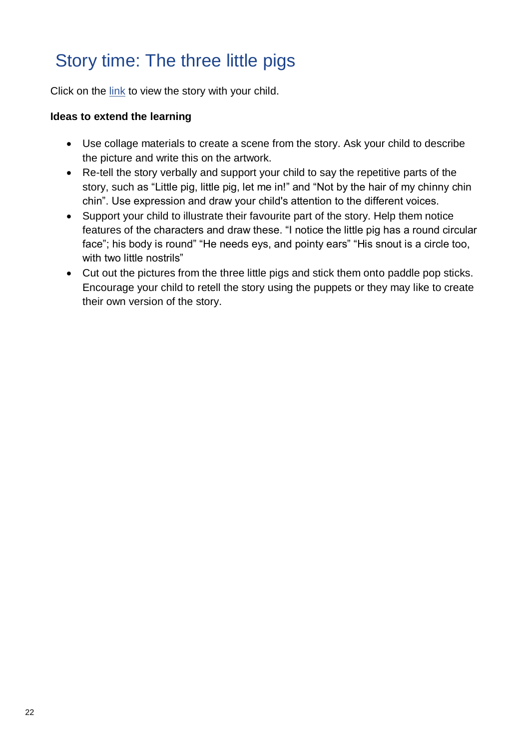# Story time: The three little pigs

Click on the link to view the story with your child.

**Ideas to extend the learning**

- Use collage materials to create a scene from the story. Ask your child to describe the picture and write this on the artwork.
- Re-tell the story verbally and support your child to say the repetitive parts of the story, such as "Little pig, little pig, let me in!" and "Not by the hair of my chinny chin chin". Use expression and draw your child's attention to the different voices.
- Support your child to illustrate their favourite part of the story. Help them notice features of the characters and draw these. "I notice the little pig has a round circular face"; his body is round" "He needs eys, and pointy ears" "His snout is a circle too, with two little nostrils"
- Cut out the pictures from the three little pigs and stick them onto paddle pop sticks. Encourage your child to retell the story using the puppets or they may like to create their own version of the story.